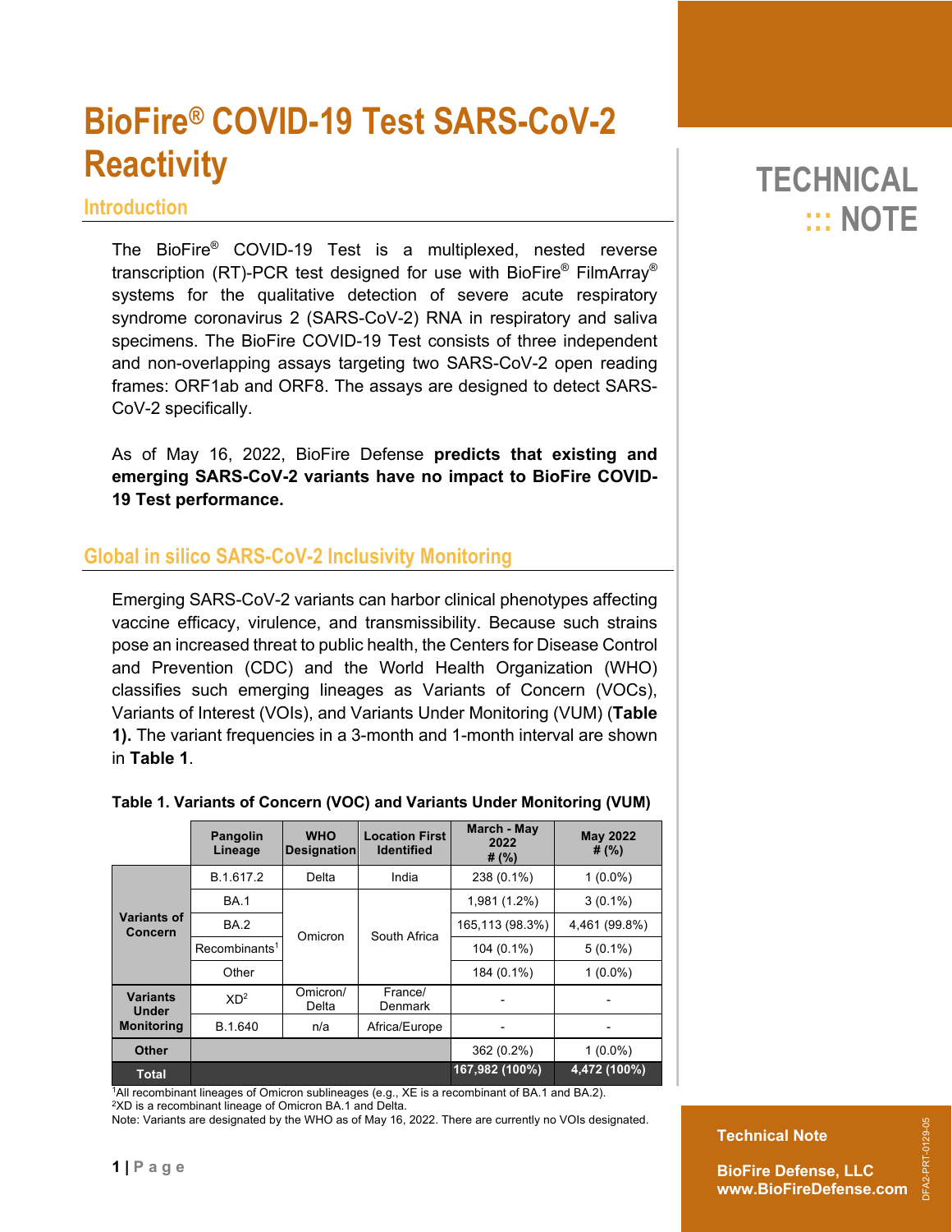# BioFire® COVID-19 Test SARS-CoV-2 Reactivity

TECHNICAL ::: NOTE

## Introduction

The BioFire® COVID-19 Test is a multiplexed, nested reverse transcription (RT)-PCR test designed for use with BioFire® FilmArray® systems for the qualitative detection of severe acute respiratory syndrome coronavirus 2 (SARS-CoV-2) RNA in respiratory and saliva specimens. The BioFire COVID-19 Test consists of three independent and non-overlapping assays targeting two SARS-CoV-2 open reading frames: ORF1ab and ORF8. The assays are designed to detect SARS-CoV-2 specifically.

As of May 16, 2022, BioFire Defense **predicts that existing and emerging SARS-CoV-2 variants have no impact to BioFire COVID-19 Test performance.**

## Global in silico SARS-CoV-2 Inclusivity Monitoring

Emerging SARS-CoV-2 variants can harbor clinical phenotypes affecting vaccine efficacy, virulence, and transmissibility. Because such strains pose an increased threat to public health, the Centers for Disease Control and Prevention (CDC) and the World Health Organization (WHO) classifies such emerging lineages as Variants of Concern (VOCs), Variants of Interest (VOIs), and Variants Under Monitoring (VUM) (**Table 1).** The variant frequencies in a 3-month and 1-month interval are shown in **Table 1**.

**Table 1. Variants of Concern (VOC) and Variants Under Monitoring (VUM)**

| | Pangolin Lineage | WHO Designation | Location First Identified | March - May 2022 # (%) | May 2022 # (%) |
|---|---|---|---|---|---|
| Variants of Concern | B.1.617.2 | Delta | India | 238 (0.1%) | 1 (0.0%) |
| | BA.1 | Omicron | South Africa | 1,981 (1.2%) | 3 (0.1%) |
| | BA.2 | | | 165,113 (98.3%) | 4,461 (99.8%) |
| | Recombinants[1] | | | 104 (0.1%) | 5 (0.1%) |
| | Other | | | 184 (0.1%) | 1 (0.0%) |
| Variants Under Monitoring | XD[2] | Omicron/ Delta | France/ Denmark | - | - |
| | B.1.640 | n/a | Africa/Europe | - | - |
| Other | | | | 362 (0.2%) | 1 (0.0%) |
| Total | | | | 167,982 (100%) | 4,472 (100%) |

[1]All recombinant lineages of Omicron sublineages (e.g., XE is a recombinant of BA.1 and BA.2).
[2]XD is a recombinant lineage of Omicron BA.1 and Delta.
Note: Variants are designated by the WHO as of May 16, 2022. There are currently no VOIs designated.

Technical Note

BioFire Defense, LLC
www.BioFireDefense.com

DFA2-PRT-0129-05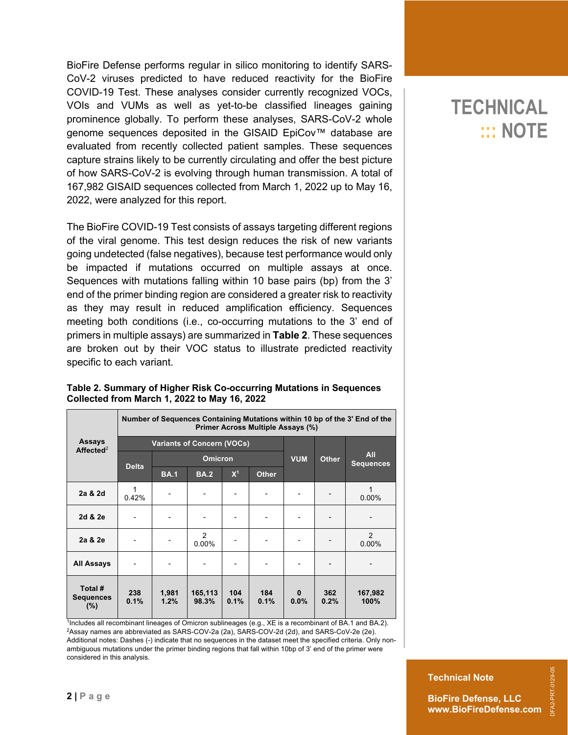BioFire Defense performs regular in silico monitoring to identify SARS-CoV-2 viruses predicted to have reduced reactivity for the BioFire COVID-19 Test. These analyses consider currently recognized VOCs, VOIs and VUMs as well as yet-to-be classified lineages gaining prominence globally. To perform these analyses, SARS-CoV-2 whole genome sequences deposited in the GISAID EpiCov™ database are evaluated from recently collected patient samples. These sequences capture strains likely to be currently circulating and offer the best picture of how SARS-CoV-2 is evolving through human transmission. A total of 167,982 GISAID sequences collected from March 1, 2022 up to May 16, 2022, were analyzed for this report.

The BioFire COVID-19 Test consists of assays targeting different regions of the viral genome. This test design reduces the risk of new variants going undetected (false negatives), because test performance would only be impacted if mutations occurred on multiple assays at once. Sequences with mutations falling within 10 base pairs (bp) from the 3' end of the primer binding region are considered a greater risk to reactivity as they may result in reduced amplification efficiency. Sequences meeting both conditions (i.e., co-occurring mutations to the 3' end of primers in multiple assays) are summarized in **Table 2**. These sequences are broken out by their VOC status to illustrate predicted reactivity specific to each variant.

**Table 2. Summary of Higher Risk Co-occurring Mutations in Sequences Collected from March 1, 2022 to May 16, 2022**

| Assays Affected[2] | Number of Sequences Containing Mutations within 10 bp of the 3' End of the Primer Across Multiple Assays (%) | | | | | | | |
|---|---|---|---|---|---|---|---|---|
| | Variants of Concern (VOCs) | | | | | VUM | Other | All Sequences |
| | Delta | Omicron | | | | | | |
| | | BA.1 | BA.2 | X[1] | Other | | | |
| 2a & 2d | 1<br>0.42% | - | - | - | - | - | - | 1<br>0.00% |
| 2d & 2e | - | - | - | - | - | - | - | - |
| 2a & 2e | - | - | 2<br>0.00% | - | - | - | - | 2<br>0.00% |
| All Assays | - | - | - | - | - | - | - | - |
| **Total # Sequences (%)** | **238<br>0.1%** | **1,981<br>1.2%** | **165,113<br>98.3%** | **104<br>0.1%** | **184<br>0.1%** | **0<br>0.0%** | **362<br>0.2%** | **167,982<br>100%** |

[1]Includes all recombinant lineages of Omicron sublineages (e.g., XE is a recombinant of BA.1 and BA.2).
[2]Assay names are abbreviated as SARS-COV-2a (2a), SARS-COV-2d (2d), and SARS-CoV-2e (2e).
Additional notes: Dashes (-) indicate that no sequences in the dataset meet the specified criteria. Only non-ambiguous mutations under the primer binding regions that fall within 10bp of 3' end of the primer were considered in this analysis.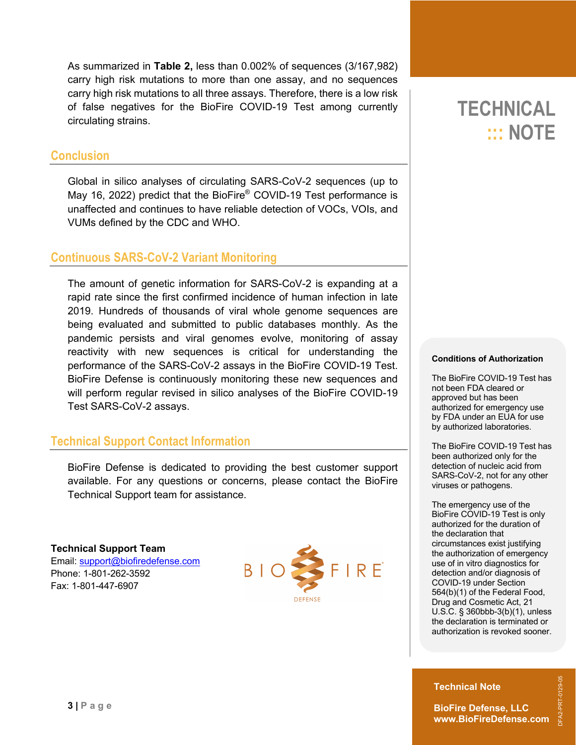As summarized in **Table 2,** less than 0.002% of sequences (3/167,982) carry high risk mutations to more than one assay, and no sequences carry high risk mutations to all three assays. Therefore, there is a low risk of false negatives for the BioFire COVID-19 Test among currently circulating strains.

## Conclusion

Global in silico analyses of circulating SARS-CoV-2 sequences (up to May 16, 2022) predict that the BioFire® COVID-19 Test performance is unaffected and continues to have reliable detection of VOCs, VOIs, and VUMs defined by the CDC and WHO.

## Continuous SARS-CoV-2 Variant Monitoring

The amount of genetic information for SARS-CoV-2 is expanding at a rapid rate since the first confirmed incidence of human infection in late 2019. Hundreds of thousands of viral whole genome sequences are being evaluated and submitted to public databases monthly. As the pandemic persists and viral genomes evolve, monitoring of assay reactivity with new sequences is critical for understanding the performance of the SARS-CoV-2 assays in the BioFire COVID-19 Test. BioFire Defense is continuously monitoring these new sequences and will perform regular revised in silico analyses of the BioFire COVID-19 Test SARS-CoV-2 assays.

## Technical Support Contact Information

BioFire Defense is dedicated to providing the best customer support available. For any questions or concerns, please contact the BioFire Technical Support team for assistance.

**Technical Support Team**
Email: support@biofiredefense.com
Phone: 1-801-262-3592
Fax: 1-801-447-6907

BIOFIRE DEFENSE

# TECHNICAL ::: NOTE

**Conditions of Authorization**

The BioFire COVID-19 Test has not been FDA cleared or approved but has been authorized for emergency use by FDA under an EUA for use by authorized laboratories.

The BioFire COVID-19 Test has been authorized only for the detection of nucleic acid from SARS-CoV-2, not for any other viruses or pathogens.

The emergency use of the BioFire COVID-19 Test is only authorized for the duration of the declaration that circumstances exist justifying the authorization of emergency use of in vitro diagnostics for detection and/or diagnosis of COVID-19 under Section 564(b)(1) of the Federal Food, Drug and Cosmetic Act, 21 U.S.C. § 360bbb-3(b)(1), unless the declaration is terminated or authorization is revoked sooner.

**Technical Note**

**BioFire Defense, LLC**
**www.BioFireDefense.com**

DFA2-PRT-0129-05